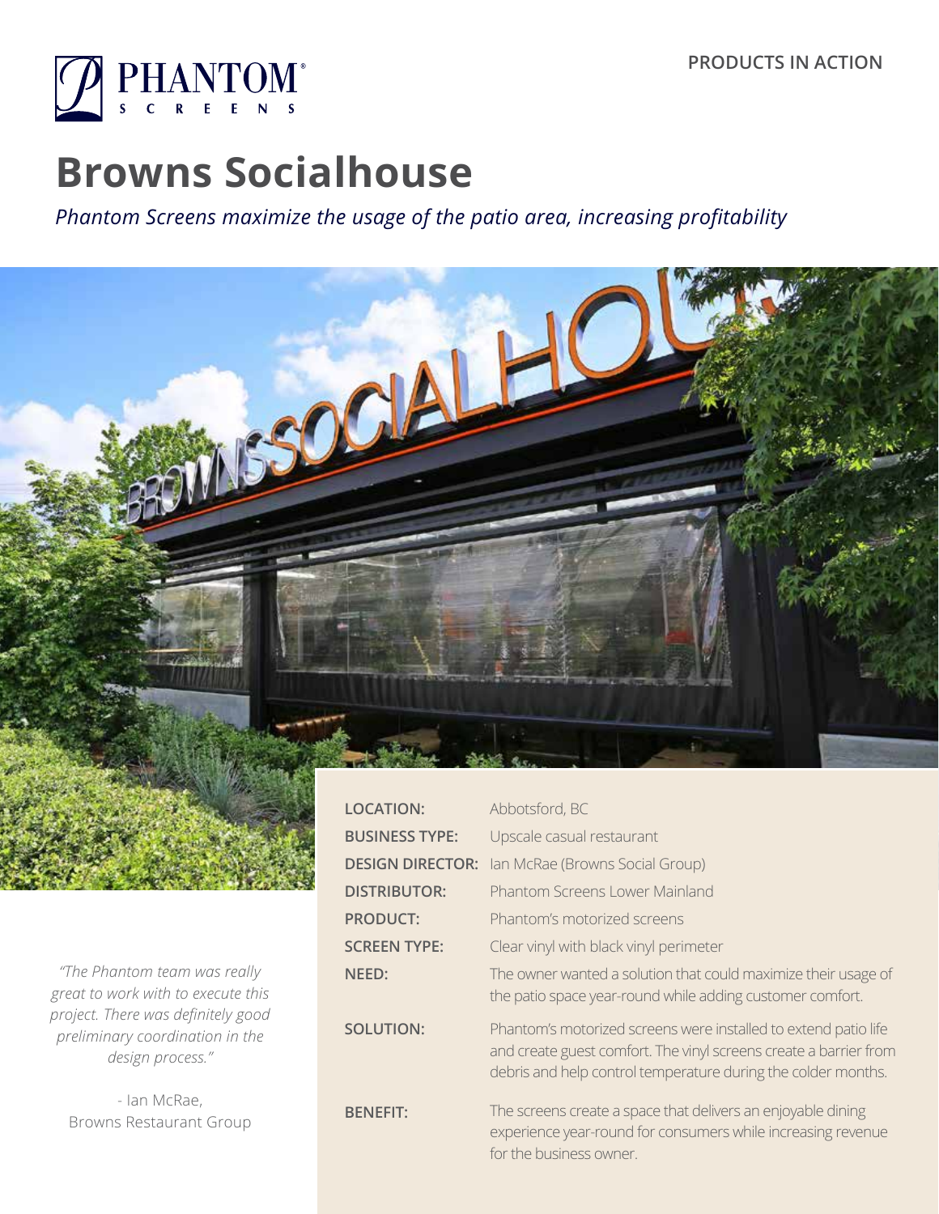PRODUCTS IN ACTION

# Browns Socialhouse

*Phantom Screens maximize the usage of the patio area, increasing profitability*

| | |
|---|---|
| **LOCATION:** | Abbotsford, BC |
| **BUSINESS TYPE:** | Upscale casual restaurant |
| **DESIGN DIRECTOR:** | Ian McRae (Browns Social Group) |
| **DISTRIBUTOR:** | Phantom Screens Lower Mainland |
| **PRODUCT:** | Phantom's motorized screens |
| **SCREEN TYPE:** | Clear vinyl with black vinyl perimeter |
| **NEED:** | The owner wanted a solution that could maximize their usage of the patio space year-round while adding customer comfort. |
| **SOLUTION:** | Phantom's motorized screens were installed to extend patio life and create guest comfort. The vinyl screens create a barrier from debris and help control temperature during the colder months. |
| **BENEFIT:** | The screens create a space that delivers an enjoyable dining experience year-round for consumers while increasing revenue for the business owner. |

*"The Phantom team was really great to work with to execute this project. There was definitely good preliminary coordination in the design process."*

\- Ian McRae,
Browns Restaurant Group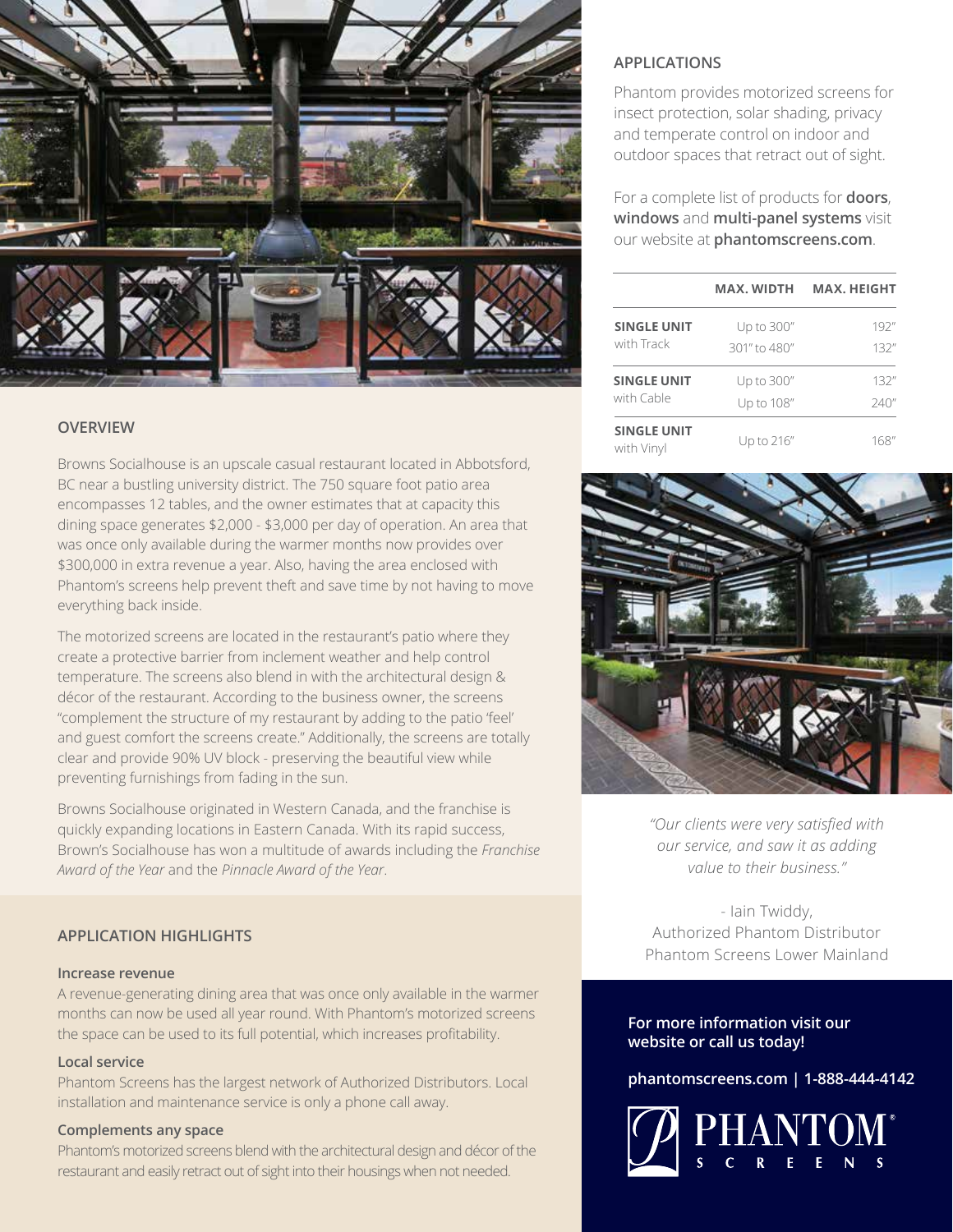## OVERVIEW

Browns Socialhouse is an upscale casual restaurant located in Abbotsford, BC near a bustling university district. The 750 square foot patio area encompasses 12 tables, and the owner estimates that at capacity this dining space generates $2,000 - $3,000 per day of operation. An area that was once only available during the warmer months now provides over $300,000 in extra revenue a year. Also, having the area enclosed with Phantom's screens help prevent theft and save time by not having to move everything back inside.

The motorized screens are located in the restaurant's patio where they create a protective barrier from inclement weather and help control temperature. The screens also blend in with the architectural design & décor of the restaurant. According to the business owner, the screens "complement the structure of my restaurant by adding to the patio 'feel' and guest comfort the screens create." Additionally, the screens are totally clear and provide 90% UV block - preserving the beautiful view while preventing furnishings from fading in the sun.

Browns Socialhouse originated in Western Canada, and the franchise is quickly expanding locations in Eastern Canada. With its rapid success, Brown's Socialhouse has won a multitude of awards including the *Franchise Award of the Year* and the *Pinnacle Award of the Year*.

## APPLICATION HIGHLIGHTS

### Increase revenue

A revenue-generating dining area that was once only available in the warmer months can now be used all year round. With Phantom's motorized screens the space can be used to its full potential, which increases profitability.

### Local service

Phantom Screens has the largest network of Authorized Distributors. Local installation and maintenance service is only a phone call away.

### Complements any space

Phantom's motorized screens blend with the architectural design and décor of the restaurant and easily retract out of sight into their housings when not needed.

## APPLICATIONS

Phantom provides motorized screens for insect protection, solar shading, privacy and temperate control on indoor and outdoor spaces that retract out of sight.

For a complete list of products for **doors**, **windows** and **multi-panel systems** visit our website at **phantomscreens.com**.

| | MAX. WIDTH | MAX. HEIGHT |
|---|---|---|
| **SINGLE UNIT** with Track | Up to 300" | 192" |
| | 301" to 480" | 132" |
| **SINGLE UNIT** with Cable | Up to 300" | 132" |
| | Up to 108" | 240" |
| **SINGLE UNIT** with Vinyl | Up to 216" | 168" |

*"Our clients were very satisfied with our service, and saw it as adding value to their business."*

- Iain Twiddy,
Authorized Phantom Distributor
Phantom Screens Lower Mainland

**For more information visit our website or call us today!**

**phantomscreens.com | 1-888-444-4142**

PHANTOM® SCREENS